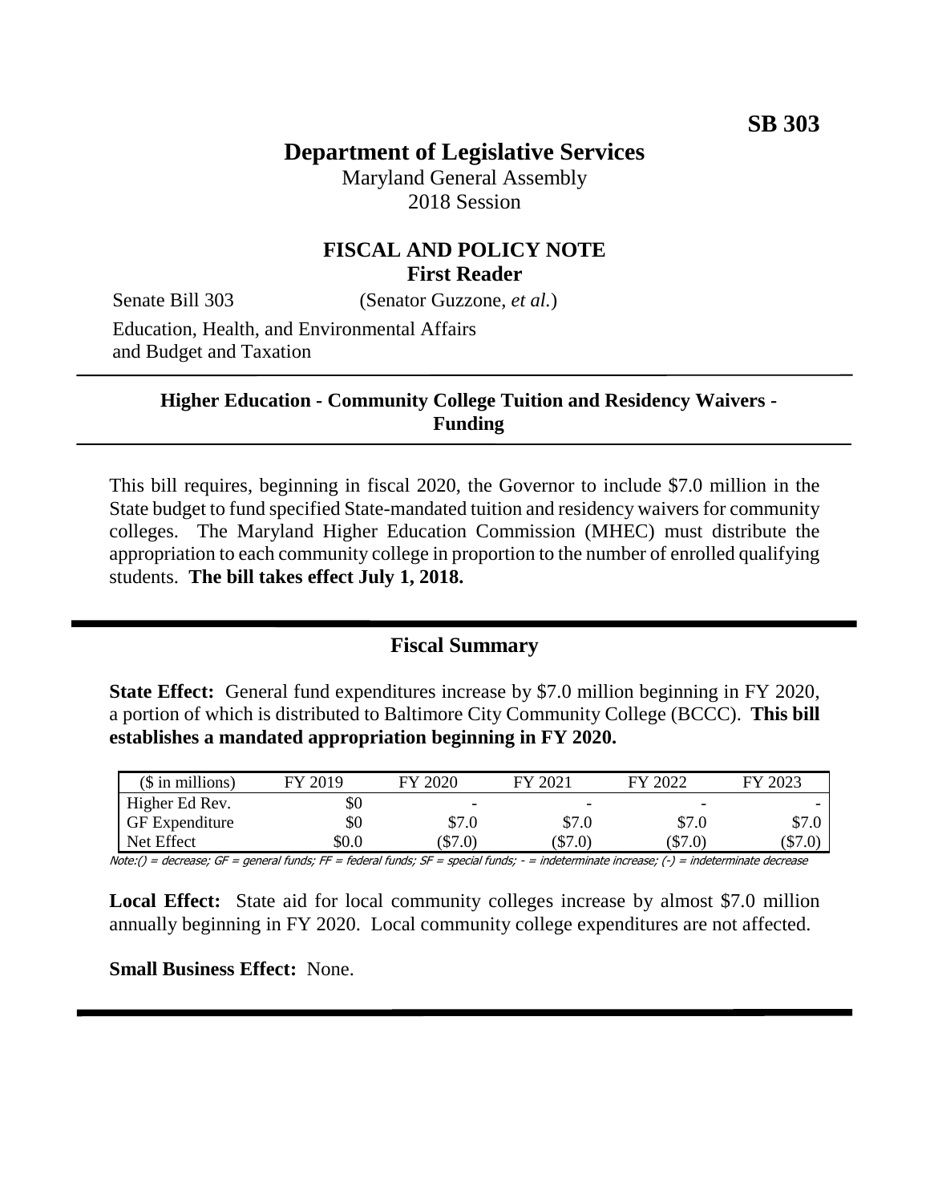**SB 303**

# Department of Legislative Services

Maryland General Assembly
2018 Session

## FISCAL AND POLICY NOTE
**First Reader**

Senate Bill 303 (Senator Guzzone, *et al.*)

Education, Health, and Environmental Affairs and Budget and Taxation

**Higher Education - Community College Tuition and Residency Waivers - Funding**

This bill requires, beginning in fiscal 2020, the Governor to include $7.0 million in the State budget to fund specified State-mandated tuition and residency waivers for community colleges. The Maryland Higher Education Commission (MHEC) must distribute the appropriation to each community college in proportion to the number of enrolled qualifying students. **The bill takes effect July 1, 2018.**

## Fiscal Summary

**State Effect:** General fund expenditures increase by $7.0 million beginning in FY 2020, a portion of which is distributed to Baltimore City Community College (BCCC). **This bill establishes a mandated appropriation beginning in FY 2020.**

| ($ in millions) | FY 2019 | FY 2020 | FY 2021 | FY 2022 | FY 2023 |
|---|---|---|---|---|---|
| Higher Ed Rev. | $0 | - | - | - | - |
| GF Expenditure | $0 | $7.0 | $7.0 | $7.0 | $7.0 |
| Net Effect | $0.0 | ($7.0) | ($7.0) | ($7.0) | ($7.0) |

Note:() = decrease; GF = general funds; FF = federal funds; SF = special funds; - = indeterminate increase; (-) = indeterminate decrease

**Local Effect:** State aid for local community colleges increase by almost $7.0 million annually beginning in FY 2020. Local community college expenditures are not affected.

**Small Business Effect:** None.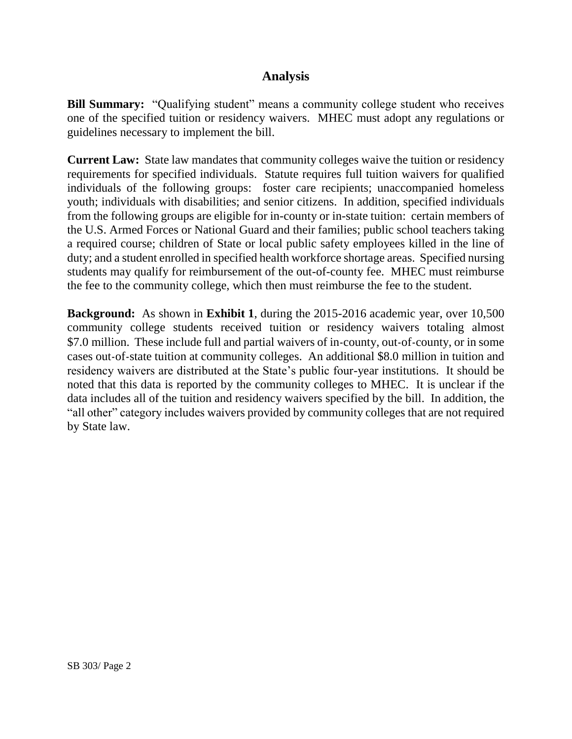## Analysis

**Bill Summary:** "Qualifying student" means a community college student who receives one of the specified tuition or residency waivers. MHEC must adopt any regulations or guidelines necessary to implement the bill.

**Current Law:** State law mandates that community colleges waive the tuition or residency requirements for specified individuals. Statute requires full tuition waivers for qualified individuals of the following groups: foster care recipients; unaccompanied homeless youth; individuals with disabilities; and senior citizens. In addition, specified individuals from the following groups are eligible for in-county or in-state tuition: certain members of the U.S. Armed Forces or National Guard and their families; public school teachers taking a required course; children of State or local public safety employees killed in the line of duty; and a student enrolled in specified health workforce shortage areas. Specified nursing students may qualify for reimbursement of the out-of-county fee. MHEC must reimburse the fee to the community college, which then must reimburse the fee to the student.

**Background:** As shown in **Exhibit 1**, during the 2015-2016 academic year, over 10,500 community college students received tuition or residency waivers totaling almost $7.0 million. These include full and partial waivers of in-county, out-of-county, or in some cases out-of-state tuition at community colleges. An additional $8.0 million in tuition and residency waivers are distributed at the State's public four-year institutions. It should be noted that this data is reported by the community colleges to MHEC. It is unclear if the data includes all of the tuition and residency waivers specified by the bill. In addition, the "all other" category includes waivers provided by community colleges that are not required by State law.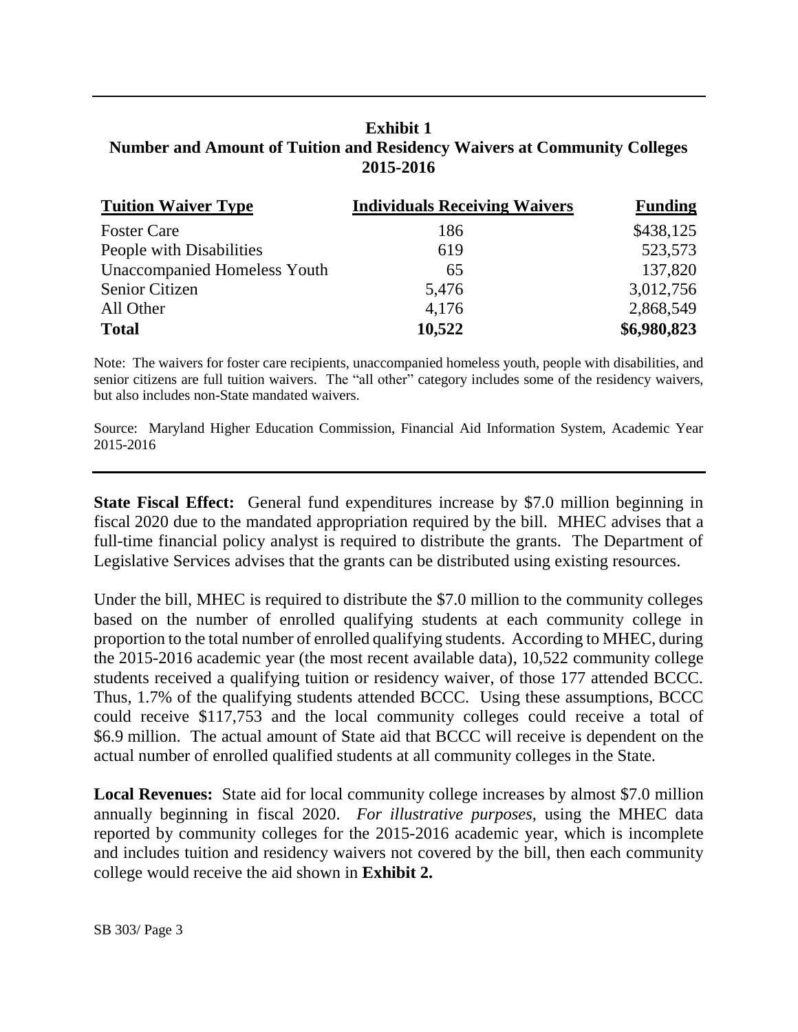**Exhibit 1**
**Number and Amount of Tuition and Residency Waivers at Community Colleges**
**2015-2016**

| Tuition Waiver Type | Individuals Receiving Waivers | Funding |
|---|---|---|
| Foster Care | 186 | $438,125 |
| People with Disabilities | 619 | 523,573 |
| Unaccompanied Homeless Youth | 65 | 137,820 |
| Senior Citizen | 5,476 | 3,012,756 |
| All Other | 4,176 | 2,868,549 |
| **Total** | **10,522** | **$6,980,823** |

Note: The waivers for foster care recipients, unaccompanied homeless youth, people with disabilities, and senior citizens are full tuition waivers. The "all other" category includes some of the residency waivers, but also includes non-State mandated waivers.

Source: Maryland Higher Education Commission, Financial Aid Information System, Academic Year 2015-2016

**State Fiscal Effect:** General fund expenditures increase by $7.0 million beginning in fiscal 2020 due to the mandated appropriation required by the bill. MHEC advises that a full-time financial policy analyst is required to distribute the grants. The Department of Legislative Services advises that the grants can be distributed using existing resources.

Under the bill, MHEC is required to distribute the $7.0 million to the community colleges based on the number of enrolled qualifying students at each community college in proportion to the total number of enrolled qualifying students. According to MHEC, during the 2015-2016 academic year (the most recent available data), 10,522 community college students received a qualifying tuition or residency waiver, of those 177 attended BCCC. Thus, 1.7% of the qualifying students attended BCCC. Using these assumptions, BCCC could receive $117,753 and the local community colleges could receive a total of $6.9 million. The actual amount of State aid that BCCC will receive is dependent on the actual number of enrolled qualified students at all community colleges in the State.

**Local Revenues:** State aid for local community college increases by almost $7.0 million annually beginning in fiscal 2020. *For illustrative purposes*, using the MHEC data reported by community colleges for the 2015-2016 academic year, which is incomplete and includes tuition and residency waivers not covered by the bill, then each community college would receive the aid shown in **Exhibit 2.**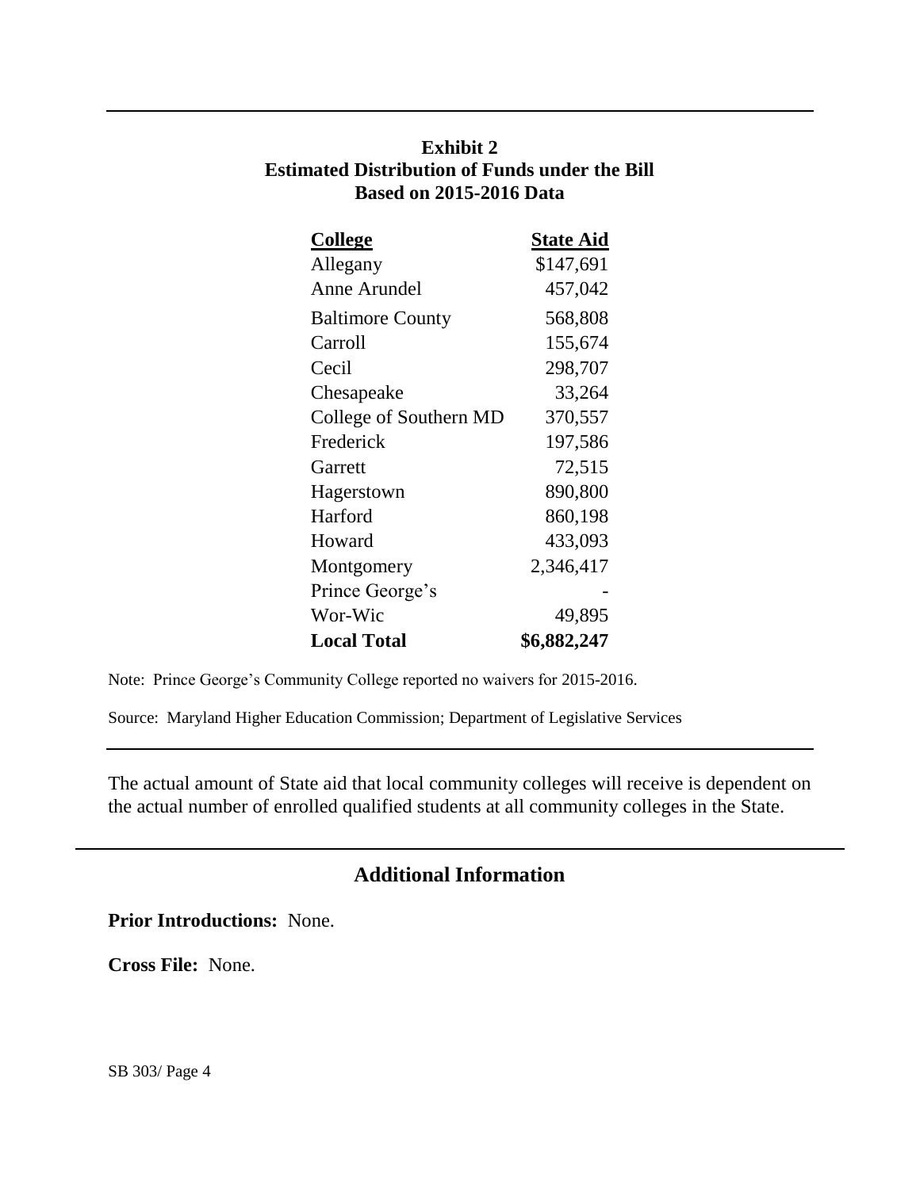**Exhibit 2**
**Estimated Distribution of Funds under the Bill**
**Based on 2015-2016 Data**

| College | State Aid |
|---|---|
| Allegany | $147,691 |
| Anne Arundel | 457,042 |
| Baltimore County | 568,808 |
| Carroll | 155,674 |
| Cecil | 298,707 |
| Chesapeake | 33,264 |
| College of Southern MD | 370,557 |
| Frederick | 197,586 |
| Garrett | 72,515 |
| Hagerstown | 890,800 |
| Harford | 860,198 |
| Howard | 433,093 |
| Montgomery | 2,346,417 |
| Prince George's | - |
| Wor-Wic | 49,895 |
| **Local Total** | **$6,882,247** |

Note: Prince George's Community College reported no waivers for 2015-2016.

Source: Maryland Higher Education Commission; Department of Legislative Services

The actual amount of State aid that local community colleges will receive is dependent on the actual number of enrolled qualified students at all community colleges in the State.

## Additional Information

**Prior Introductions:** None.

**Cross File:** None.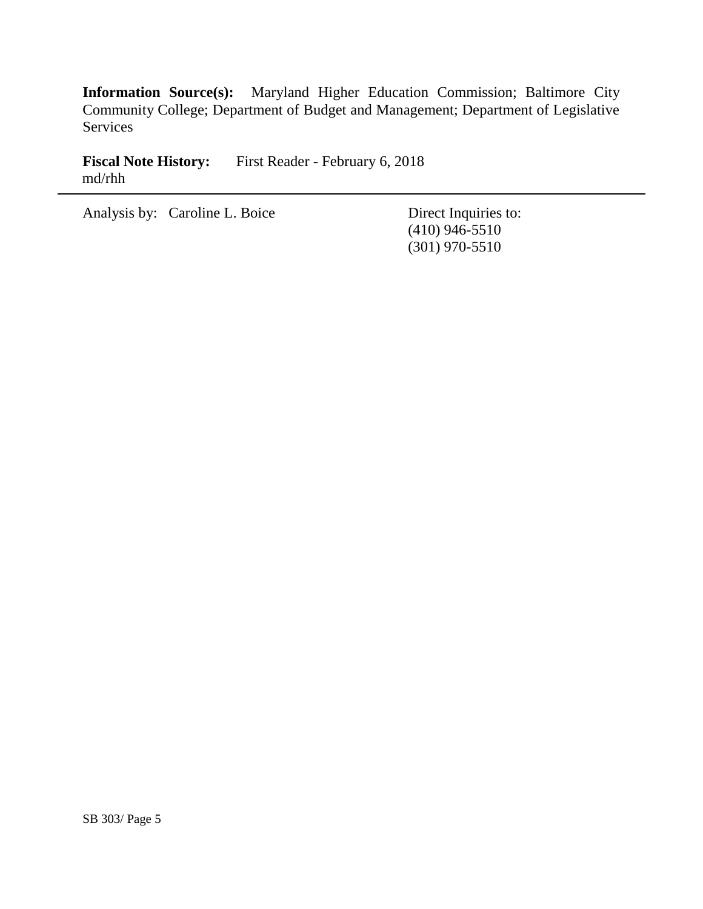**Information Source(s):** Maryland Higher Education Commission; Baltimore City Community College; Department of Budget and Management; Department of Legislative Services

**Fiscal Note History:** First Reader - February 6, 2018
md/rhh

---

Analysis by: Caroline L. Boice

Direct Inquiries to:
(410) 946-5510
(301) 970-5510